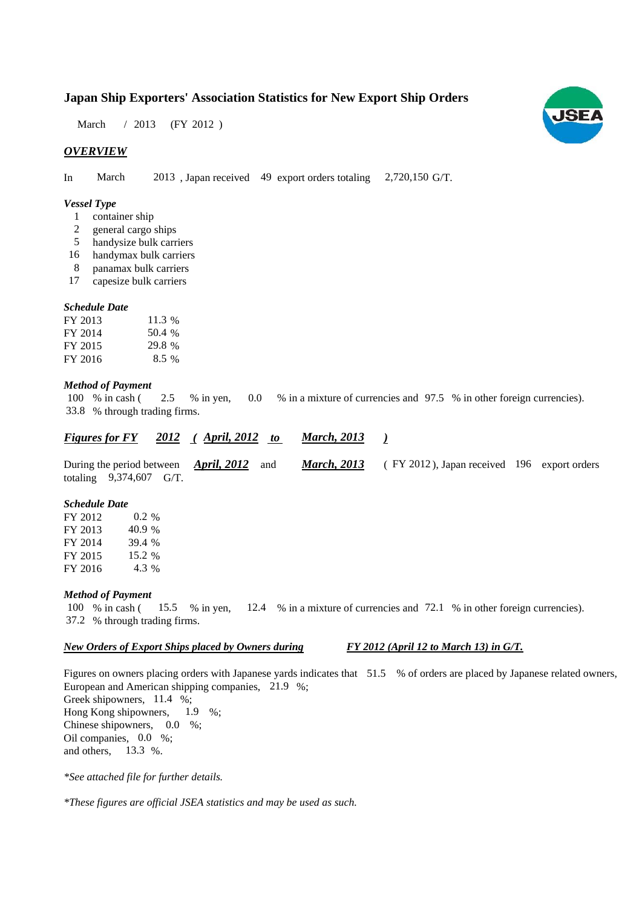# Japan Ship Exporters' Association Statistics for New Export Ship Orders

March / 2013 (FY 2012 )

## *OVERVIEW*

In March 2013 , Japan received 49 export orders totaling 2,720,150 G/T.

### *Vessel Type*

- 1 container ship
- 2 general cargo ships
- 5 handysize bulk carriers
- 16 handymax bulk carriers
- 8 panamax bulk carriers
- 17 capesize bulk carriers

### *Schedule Date*

| | |
|---|---|
| FY 2013 | 11.3 % |
| FY 2014 | 50.4 % |
| FY 2015 | 29.8 % |
| FY 2016 | 8.5 % |

### *Method of Payment*

100 % in cash ( 2.5 % in yen, 0.0 % in a mixture of currencies and 97.5 % in other foreign currencies).
33.8 % through trading firms.

## *Figures for FY 2012 ( April, 2012 to March, 2013 )*

During the period between ***April, 2012*** and ***March, 2013*** ( FY 2012 ), Japan received 196 export orders totaling 9,374,607 G/T.

### *Schedule Date*

| | |
|---|---|
| FY 2012 | 0.2 % |
| FY 2013 | 40.9 % |
| FY 2014 | 39.4 % |
| FY 2015 | 15.2 % |
| FY 2016 | 4.3 % |

### *Method of Payment*

100 % in cash ( 15.5 % in yen, 12.4 % in a mixture of currencies and 72.1 % in other foreign currencies).
37.2 % through trading firms.

## *New Orders of Export Ships placed by Owners during FY 2012 (April 12 to March 13) in G/T.*

Figures on owners placing orders with Japanese yards indicates that 51.5 % of orders are placed by Japanese related owners,
European and American shipping companies, 21.9 %;
Greek shipowners, 11.4 %;
Hong Kong shipowners, 1.9 %;
Chinese shipowners, 0.0 %;
Oil companies, 0.0 %;
and others, 13.3 %.

*\*See attached file for further details.*

*\*These figures are official JSEA statistics and may be used as such.*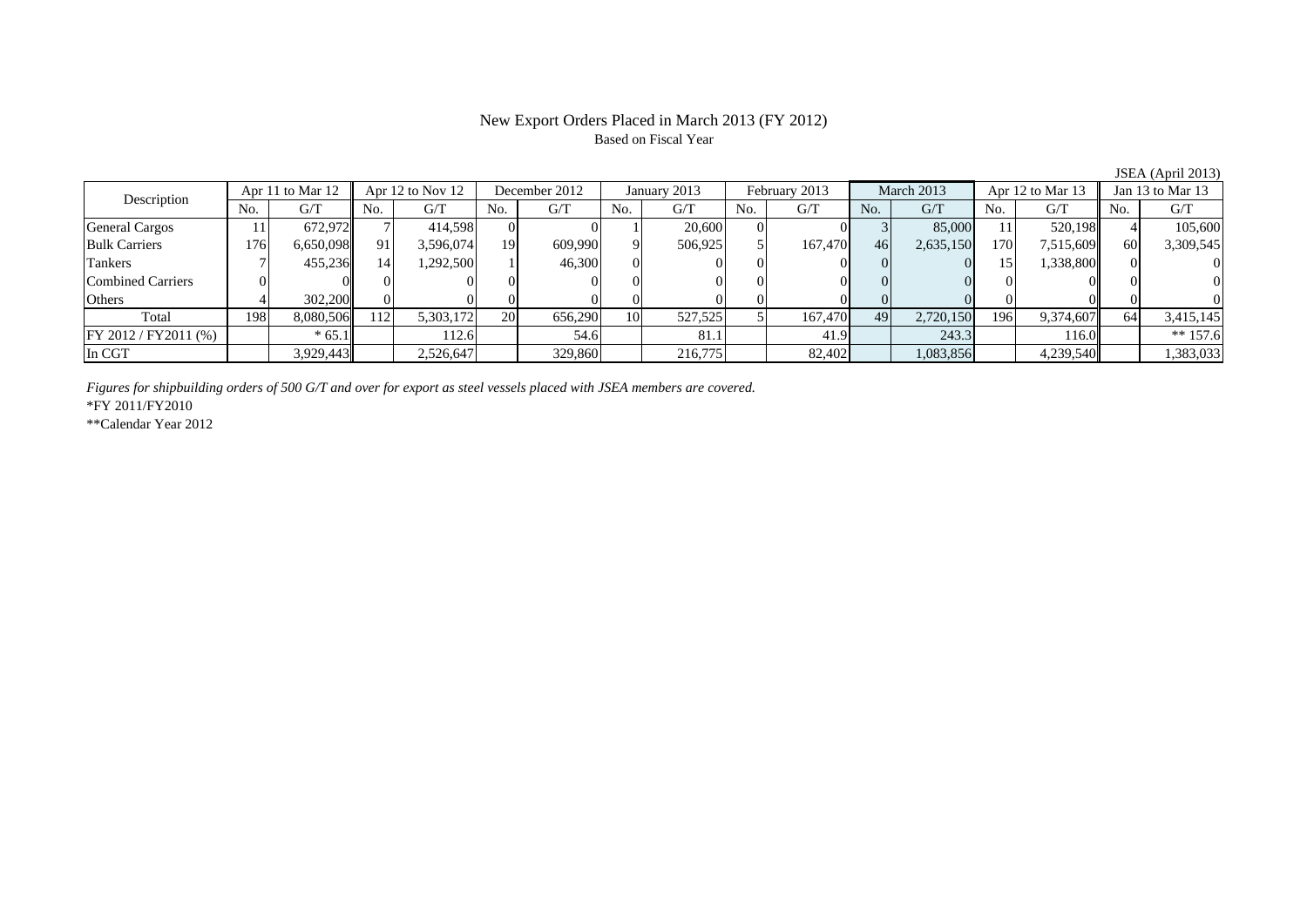# New Export Orders Placed in March 2013 (FY 2012)

Based on Fiscal Year

JSEA (April 2013)

| Description | Apr 11 to Mar 12 | | Apr 12 to Nov 12 | | December 2012 | | January 2013 | | February 2013 | | March 2013 | | Apr 12 to Mar 13 | | Jan 13 to Mar 13 | |
|---|---|---|---|---|---|---|---|---|---|---|---|---|---|---|---|---|
| | No. | G/T | No. | G/T | No. | G/T | No. | G/T | No. | G/T | No. | G/T | No. | G/T | No. | G/T |
| General Cargos | 11 | 672,972 | 7 | 414,598 | 0 | 0 | 1 | 20,600 | 0 | 0 | 3 | 85,000 | 11 | 520,198 | 4 | 105,600 |
| Bulk Carriers | 176 | 6,650,098 | 91 | 3,596,074 | 19 | 609,990 | 9 | 506,925 | 5 | 167,470 | 46 | 2,635,150 | 170 | 7,515,609 | 60 | 3,309,545 |
| Tankers | 7 | 455,236 | 14 | 1,292,500 | 1 | 46,300 | 0 | 0 | 0 | 0 | 0 | 0 | 15 | 1,338,800 | 0 | 0 |
| Combined Carriers | 0 | 0 | 0 | 0 | 0 | 0 | 0 | 0 | 0 | 0 | 0 | 0 | 0 | 0 | 0 | 0 |
| Others | 4 | 302,200 | 0 | 0 | 0 | 0 | 0 | 0 | 0 | 0 | 0 | 0 | 0 | 0 | 0 | 0 |
| Total | 198 | 8,080,506 | 112 | 5,303,172 | 20 | 656,290 | 10 | 527,525 | 5 | 167,470 | 49 | 2,720,150 | 196 | 9,374,607 | 64 | 3,415,145 |
| FY 2012 / FY2011 (%) | | * 65.1 | | 112.6 | | 54.6 | | 81.1 | | 41.9 | | 243.3 | | 116.0 | | ** 157.6 |
| In CGT | | 3,929,443 | | 2,526,647 | | 329,860 | | 216,775 | | 82,402 | | 1,083,856 | | 4,239,540 | | 1,383,033 |

*Figures for shipbuilding orders of 500 G/T and over for export as steel vessels placed with JSEA members are covered.*

*FY 2011/FY2010

**Calendar Year 2012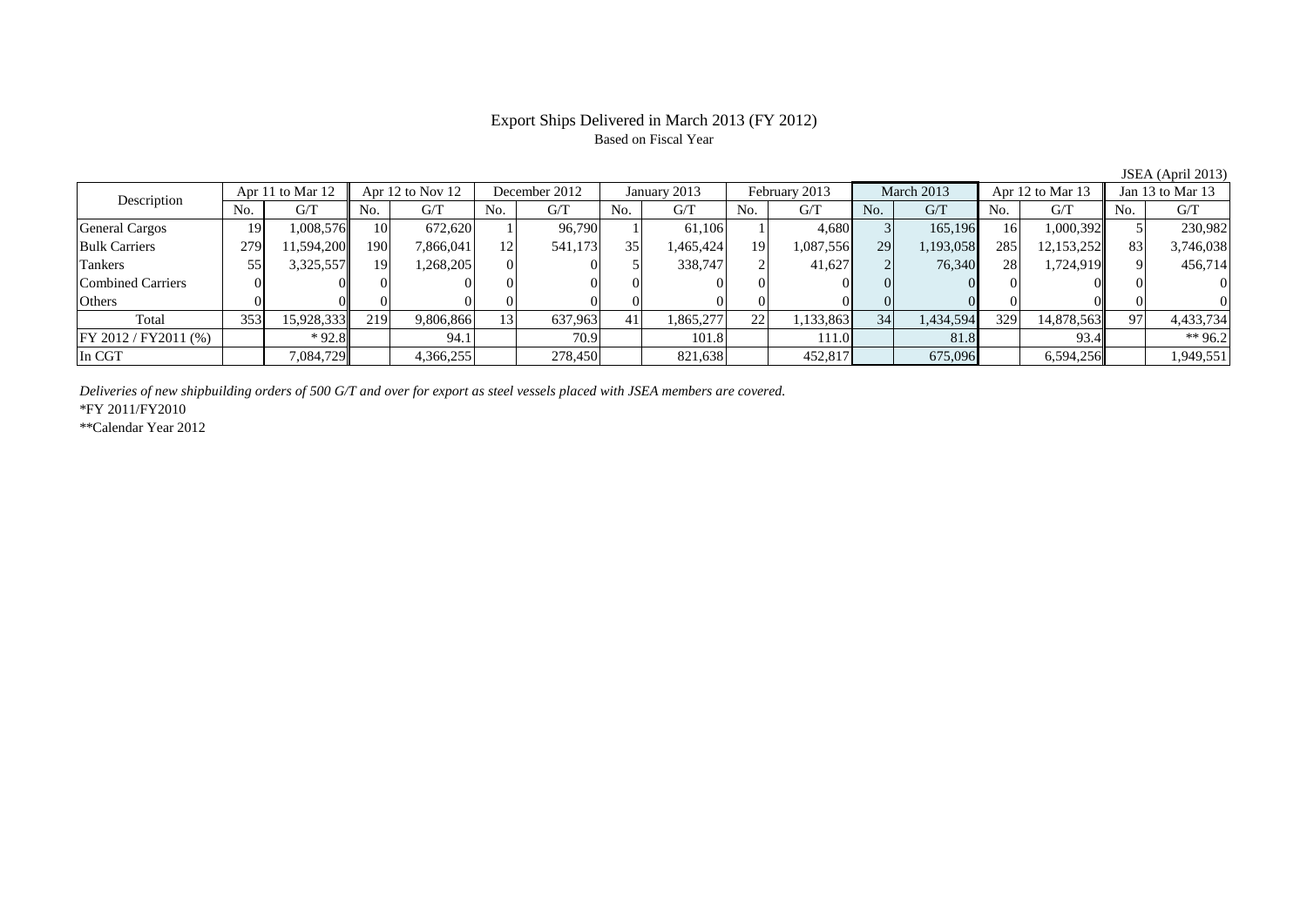# Export Ships Delivered in March 2013 (FY 2012)

Based on Fiscal Year

JSEA (April 2013)

| Description | Apr 11 to Mar 12 | | Apr 12 to Nov 12 | | December 2012 | | January 2013 | | February 2013 | | March 2013 | | Apr 12 to Mar 13 | | Jan 13 to Mar 13 | |
|---|---|---|---|---|---|---|---|---|---|---|---|---|---|---|---|---|
| | No. | G/T | No. | G/T | No. | G/T | No. | G/T | No. | G/T | No. | G/T | No. | G/T | No. | G/T |
| General Cargos | 19 | 1,008,576 | 10 | 672,620 | 1 | 96,790 | 1 | 61,106 | 1 | 4,680 | 3 | 165,196 | 16 | 1,000,392 | 5 | 230,982 |
| Bulk Carriers | 279 | 11,594,200 | 190 | 7,866,041 | 12 | 541,173 | 35 | 1,465,424 | 19 | 1,087,556 | 29 | 1,193,058 | 285 | 12,153,252 | 83 | 3,746,038 |
| Tankers | 55 | 3,325,557 | 19 | 1,268,205 | 0 | 0 | 5 | 338,747 | 2 | 41,627 | 2 | 76,340 | 28 | 1,724,919 | 9 | 456,714 |
| Combined Carriers | 0 | 0 | 0 | 0 | 0 | 0 | 0 | 0 | 0 | 0 | 0 | 0 | 0 | 0 | 0 | 0 |
| Others | 0 | 0 | 0 | 0 | 0 | 0 | 0 | 0 | 0 | 0 | 0 | 0 | 0 | 0 | 0 | 0 |
| Total | 353 | 15,928,333 | 219 | 9,806,866 | 13 | 637,963 | 41 | 1,865,277 | 22 | 1,133,863 | 34 | 1,434,594 | 329 | 14,878,563 | 97 | 4,433,734 |
| FY 2012 / FY2011 (%) | | * 92.8 | | 94.1 | | 70.9 | | 101.8 | | 111.0 | | 81.8 | | 93.4 | | ** 96.2 |
| In CGT | | 7,084,729 | | 4,366,255 | | 278,450 | | 821,638 | | 452,817 | | 675,096 | | 6,594,256 | | 1,949,551 |

*Deliveries of new shipbuilding orders of 500 G/T and over for export as steel vessels placed with JSEA members are covered.*

*FY 2011/FY2010

**Calendar Year 2012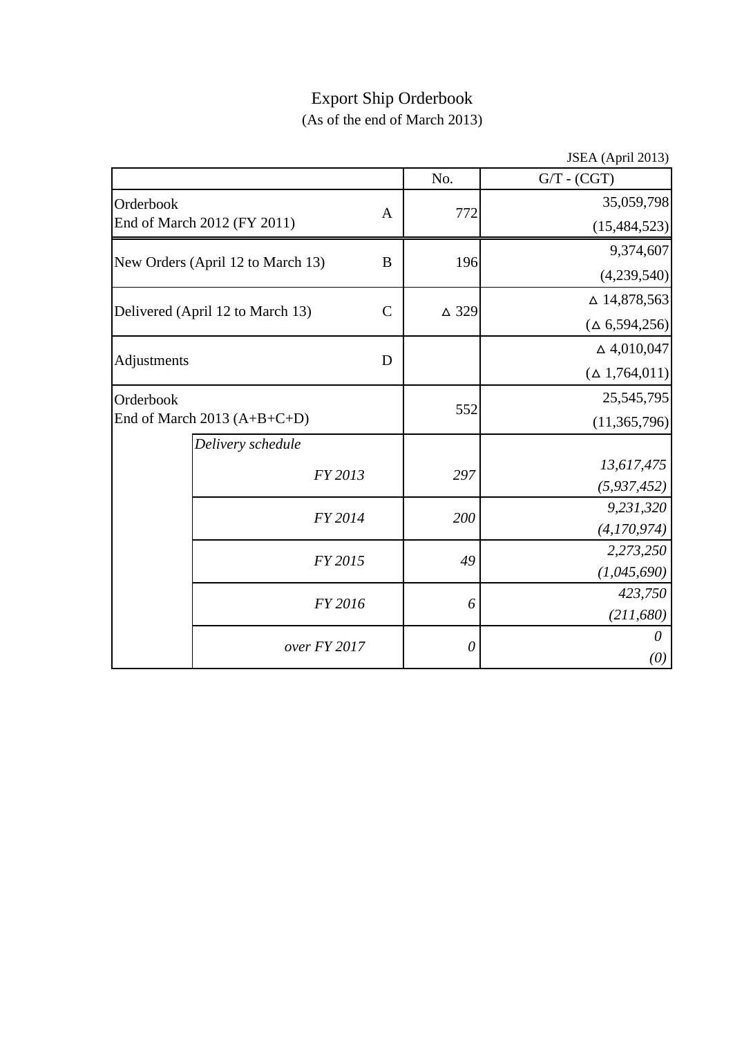# Export Ship Orderbook

(As of the end of March 2013)

JSEA (April 2013)

| | | | No. | G/T - (CGT) |
|---|---|---|---|---|
| Orderbook<br>End of March 2012 (FY 2011) | | A | 772 | 35,059,798<br>(15,484,523) |
| New Orders (April 12 to March 13) | | B | 196 | 9,374,607<br>(4,239,540) |
| Delivered (April 12 to March 13) | | C | ∆ 329 | ∆ 14,878,563<br>(∆ 6,594,256) |
| Adjustments | | D | | ∆ 4,010,047<br>(∆ 1,764,011) |
| Orderbook<br>End of March 2013 (A+B+C+D) | | | 552 | 25,545,795<br>(11,365,796) |
| | *Delivery schedule*<br>*FY 2013* | | *297* | *13,617,475*<br>*(5,937,452)* |
| | *FY 2014* | | *200* | *9,231,320*<br>*(4,170,974)* |
| | *FY 2015* | | *49* | *2,273,250*<br>*(1,045,690)* |
| | *FY 2016* | | *6* | *423,750*<br>*(211,680)* |
| | *over FY 2017* | | *0* | *0*<br>*(0)* |